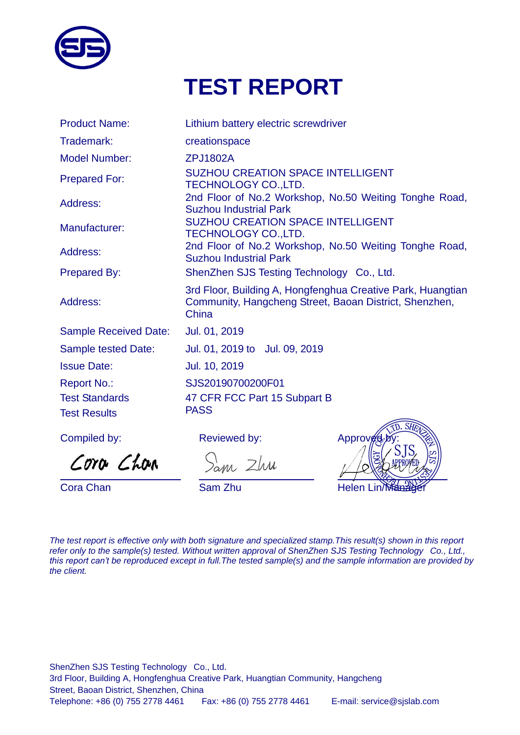# TEST REPORT

| | |
|---|---|
| Product Name: | Lithium battery electric screwdriver |
| Trademark: | creationspace |
| Model Number: | ZPJ1802A |
| Prepared For: | SUZHOU CREATION SPACE INTELLIGENT TECHNOLOGY CO.,LTD. |
| Address: | 2nd Floor of No.2 Workshop, No.50 Weiting Tonghe Road, Suzhou Industrial Park |
| Manufacturer: | SUZHOU CREATION SPACE INTELLIGENT TECHNOLOGY CO.,LTD. |
| Address: | 2nd Floor of No.2 Workshop, No.50 Weiting Tonghe Road, Suzhou Industrial Park |
| Prepared By: | ShenZhen SJS Testing Technology Co., Ltd. |
| Address: | 3rd Floor, Building A, Hongfenghua Creative Park, Huangtian Community, Hangcheng Street, Baoan District, Shenzhen, China |
| Sample Received Date: | Jul. 01, 2019 |
| Sample tested Date: | Jul. 01, 2019 to Jul. 09, 2019 |
| Issue Date: | Jul. 10, 2019 |
| Report No.: | SJS20190700200F01 |
| Test Standards | 47 CFR FCC Part 15 Subpart B |
| Test Results | PASS |

| Compiled by: | Reviewed by: | Approved by: |
|---|---|---|
| Cora Chan | Sam Zhu | Helen Lin/Manager |

*The test report is effective only with both signature and specialized stamp.This result(s) shown in this report refer only to the sample(s) tested. Without written approval of ShenZhen SJS Testing Technology Co., Ltd., this report can't be reproduced except in full.The tested sample(s) and the sample information are provided by the client.*

ShenZhen SJS Testing Technology Co., Ltd.
3rd Floor, Building A, Hongfenghua Creative Park, Huangtian Community, Hangcheng Street, Baoan District, Shenzhen, China
Telephone: +86 (0) 755 2778 4461 Fax: +86 (0) 755 2778 4461 E-mail: service@sjslab.com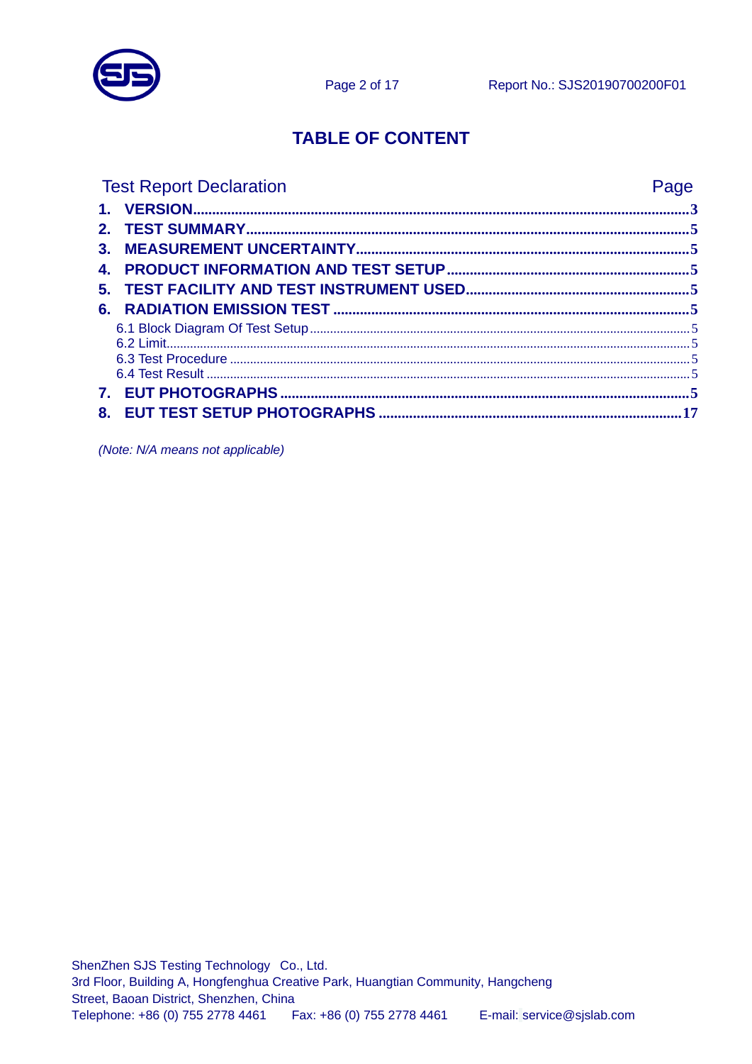# TABLE OF CONTENT

| Test Report Declaration | Page |
|---|---|
| **1. VERSION** | **3** |
| **2. TEST SUMMARY** | **5** |
| **3. MEASUREMENT UNCERTAINTY** | **5** |
| **4. PRODUCT INFORMATION AND TEST SETUP** | **5** |
| **5. TEST FACILITY AND TEST INSTRUMENT USED** | **5** |
| **6. RADIATION EMISSION TEST** | **5** |
| 6.1 Block Diagram Of Test Setup | 5 |
| 6.2 Limit | 5 |
| 6.3 Test Procedure | 5 |
| 6.4 Test Result | 5 |
| **7. EUT PHOTOGRAPHS** | **5** |
| **8. EUT TEST SETUP PHOTOGRAPHS** | **17** |

*(Note: N/A means not applicable)*

ShenZhen SJS Testing Technology Co., Ltd.
3rd Floor, Building A, Hongfenghua Creative Park, Huangtian Community, Hangcheng Street, Baoan District, Shenzhen, China
Telephone: +86 (0) 755 2778 4461 Fax: +86 (0) 755 2778 4461 E-mail: service@sjslab.com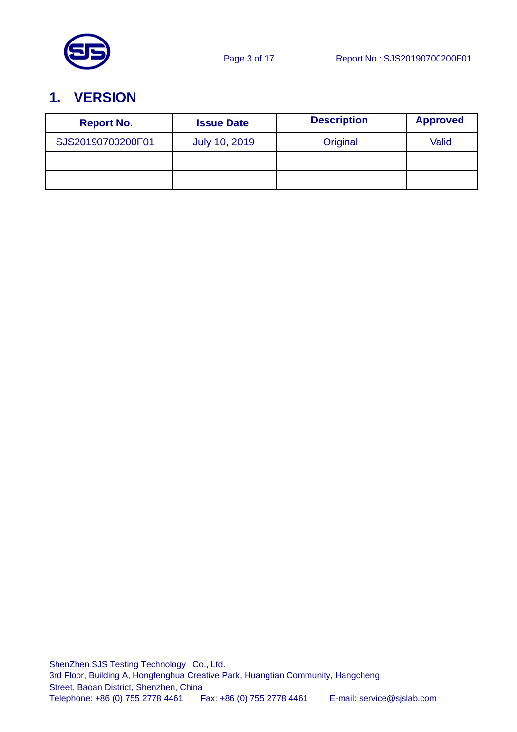# 1. VERSION

| Report No. | Issue Date | Description | Approved |
| --- | --- | --- | --- |
| SJS20190700200F01 | July 10, 2019 | Original | Valid |
| | | | |
| | | | |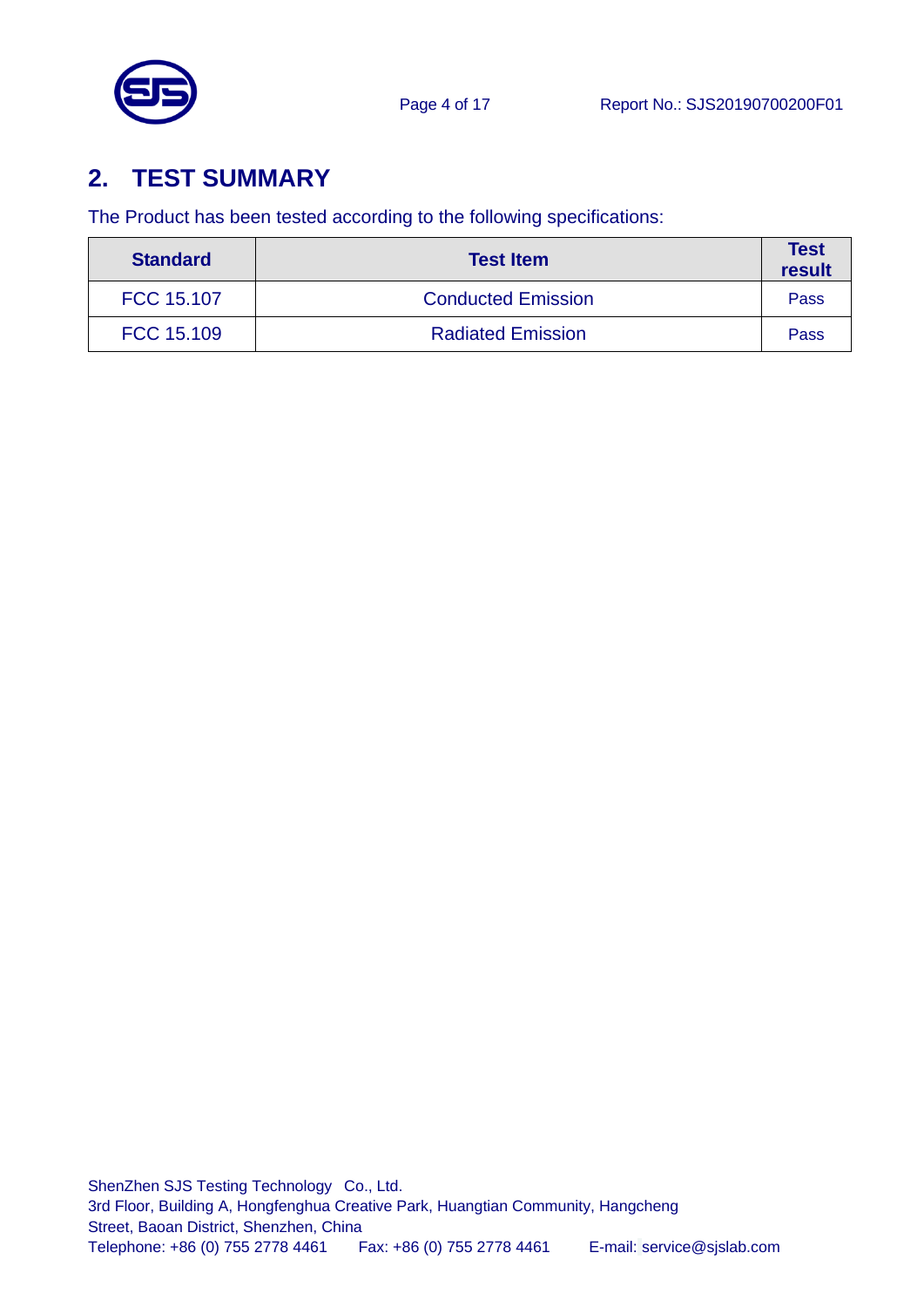## 2. TEST SUMMARY

The Product has been tested according to the following specifications:

| Standard | Test Item | Test result |
|---|---|---|
| FCC 15.107 | Conducted Emission | Pass |
| FCC 15.109 | Radiated Emission | Pass |

ShenZhen SJS Testing Technology Co., Ltd.
3rd Floor, Building A, Hongfenghua Creative Park, Huangtian Community, Hangcheng Street, Baoan District, Shenzhen, China
Telephone: +86 (0) 755 2778 4461 Fax: +86 (0) 755 2778 4461 E-mail: service@sjslab.com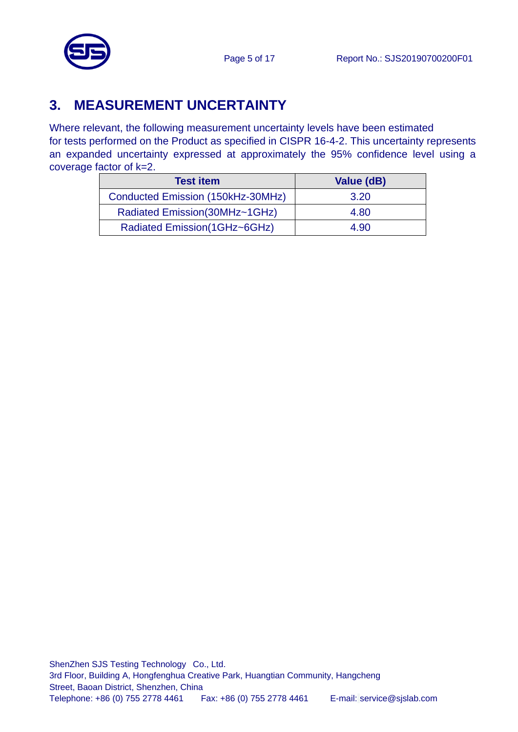# 3. MEASUREMENT UNCERTAINTY

Where relevant, the following measurement uncertainty levels have been estimated for tests performed on the Product as specified in CISPR 16-4-2. This uncertainty represents an expanded uncertainty expressed at approximately the 95% confidence level using a coverage factor of k=2.

| Test item | Value (dB) |
|---|---|
| Conducted Emission (150kHz-30MHz) | 3.20 |
| Radiated Emission(30MHz~1GHz) | 4.80 |
| Radiated Emission(1GHz~6GHz) | 4.90 |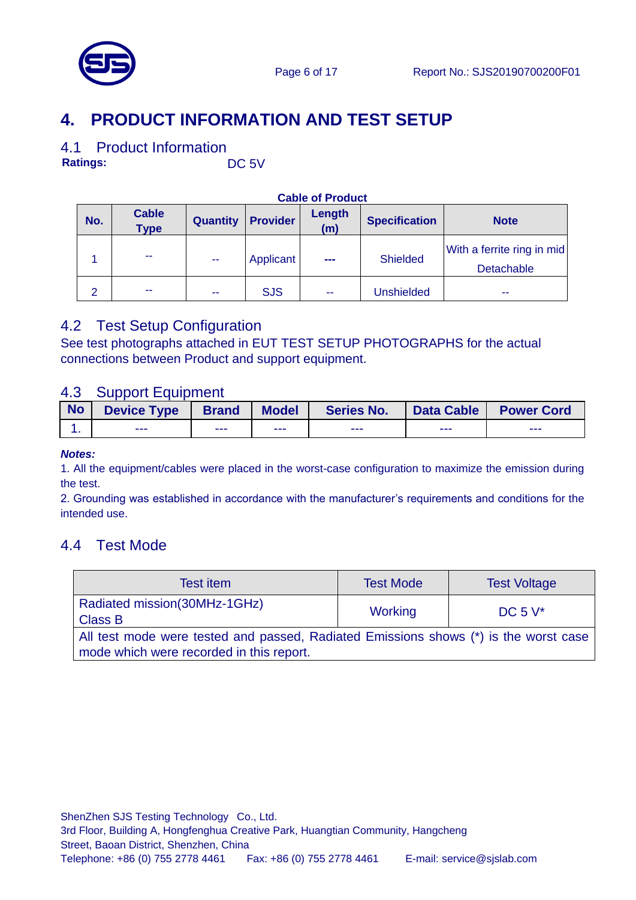# 4. PRODUCT INFORMATION AND TEST SETUP

## 4.1 Product Information

**Ratings:** DC 5V

**Cable of Product**

| No. | Cable Type | Quantity | Provider | Length (m) | Specification | Note |
|---|---|---|---|---|---|---|
| 1 | -- | -- | Applicant | --- | Shielded | With a ferrite ring in mid<br>Detachable |
| 2 | -- | -- | SJS | -- | Unshielded | -- |

## 4.2 Test Setup Configuration

See test photographs attached in EUT TEST SETUP PHOTOGRAPHS for the actual connections between Product and support equipment.

## 4.3 Support Equipment

| No | Device Type | Brand | Model | Series No. | Data Cable | Power Cord |
|---|---|---|---|---|---|---|
| 1. | --- | --- | --- | --- | --- | --- |

***Notes:***

1. All the equipment/cables were placed in the worst-case configuration to maximize the emission during the test.
2. Grounding was established in accordance with the manufacturer's requirements and conditions for the intended use.

## 4.4 Test Mode

| Test item | Test Mode | Test Voltage |
|---|---|---|
| Radiated mission(30MHz-1GHz)<br>Class B | Working | DC 5 V* |
| All test mode were tested and passed, Radiated Emissions shows (*) is the worst case mode which were recorded in this report. | | |

ShenZhen SJS Testing Technology Co., Ltd.
3rd Floor, Building A, Hongfenghua Creative Park, Huangtian Community, Hangcheng Street, Baoan District, Shenzhen, China
Telephone: +86 (0) 755 2778 4461 Fax: +86 (0) 755 2778 4461 E-mail: service@sjslab.com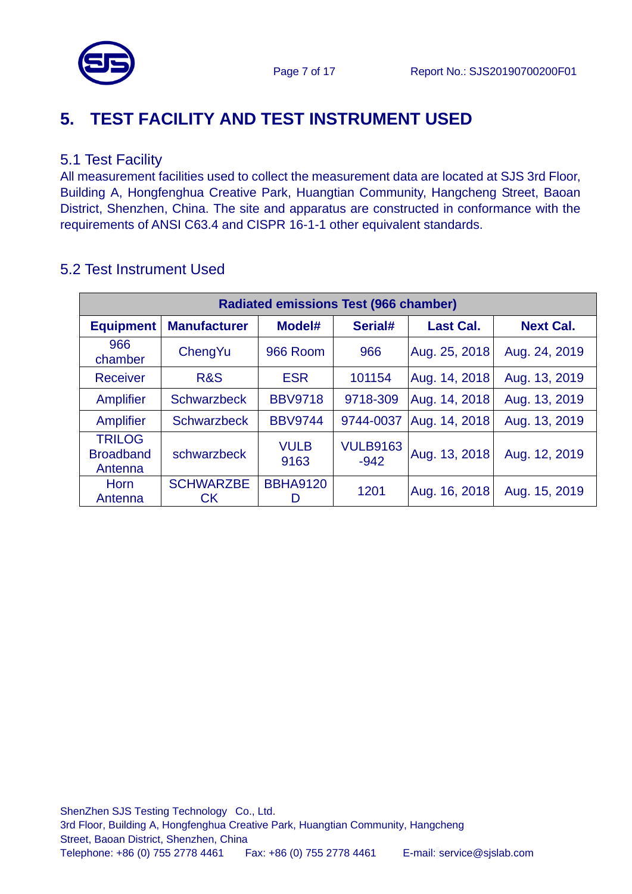# 5. TEST FACILITY AND TEST INSTRUMENT USED

## 5.1 Test Facility

All measurement facilities used to collect the measurement data are located at SJS 3rd Floor, Building A, Hongfenghua Creative Park, Huangtian Community, Hangcheng Street, Baoan District, Shenzhen, China. The site and apparatus are constructed in conformance with the requirements of ANSI C63.4 and CISPR 16-1-1 other equivalent standards.

## 5.2 Test Instrument Used

| Radiated emissions Test (966 chamber) | | | | | |
|---|---|---|---|---|---|
| **Equipment** | **Manufacturer** | **Model#** | **Serial#** | **Last Cal.** | **Next Cal.** |
| 966 chamber | ChengYu | 966 Room | 966 | Aug. 25, 2018 | Aug. 24, 2019 |
| Receiver | R&S | ESR | 101154 | Aug. 14, 2018 | Aug. 13, 2019 |
| Amplifier | Schwarzbeck | BBV9718 | 9718-309 | Aug. 14, 2018 | Aug. 13, 2019 |
| Amplifier | Schwarzbeck | BBV9744 | 9744-0037 | Aug. 14, 2018 | Aug. 13, 2019 |
| TRILOG Broadband Antenna | schwarzbeck | VULB 9163 | VULB9163 -942 | Aug. 13, 2018 | Aug. 12, 2019 |
| Horn Antenna | SCHWARZBECK | BBHA9120 D | 1201 | Aug. 16, 2018 | Aug. 15, 2019 |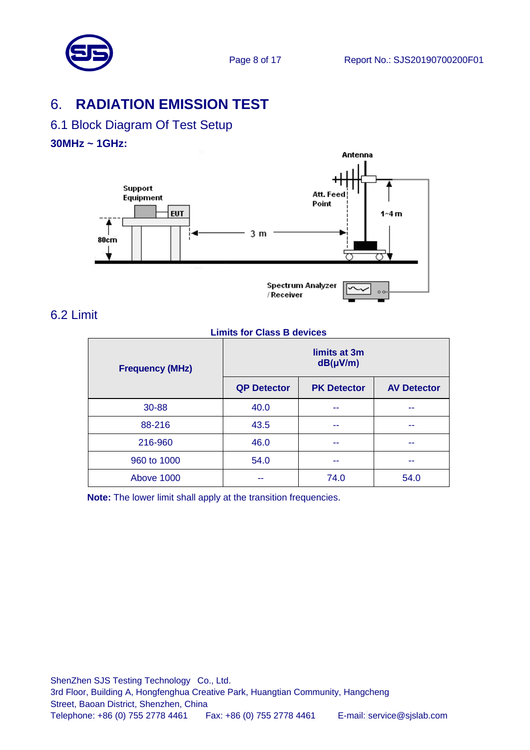# 6. RADIATION EMISSION TEST

## 6.1 Block Diagram Of Test Setup

**30MHz ~ 1GHz:**

Antenna

Support Equipment

EUT

Att. Feed Point

1~4 m

80cm

3 m

Spectrum Analyzer / Receiver

## 6.2 Limit

**Limits for Class B devices**

| Frequency (MHz) | limits at 3m dB(μV/m) | | |
|---|---|---|---|
| | QP Detector | PK Detector | AV Detector |
| 30-88 | 40.0 | -- | -- |
| 88-216 | 43.5 | -- | -- |
| 216-960 | 46.0 | -- | -- |
| 960 to 1000 | 54.0 | -- | -- |
| Above 1000 | -- | 74.0 | 54.0 |

**Note:** The lower limit shall apply at the transition frequencies.

ShenZhen SJS Testing Technology Co., Ltd.
3rd Floor, Building A, Hongfenghua Creative Park, Huangtian Community, Hangcheng Street, Baoan District, Shenzhen, China
Telephone: +86 (0) 755 2778 4461 Fax: +86 (0) 755 2778 4461 E-mail: service@sjslab.com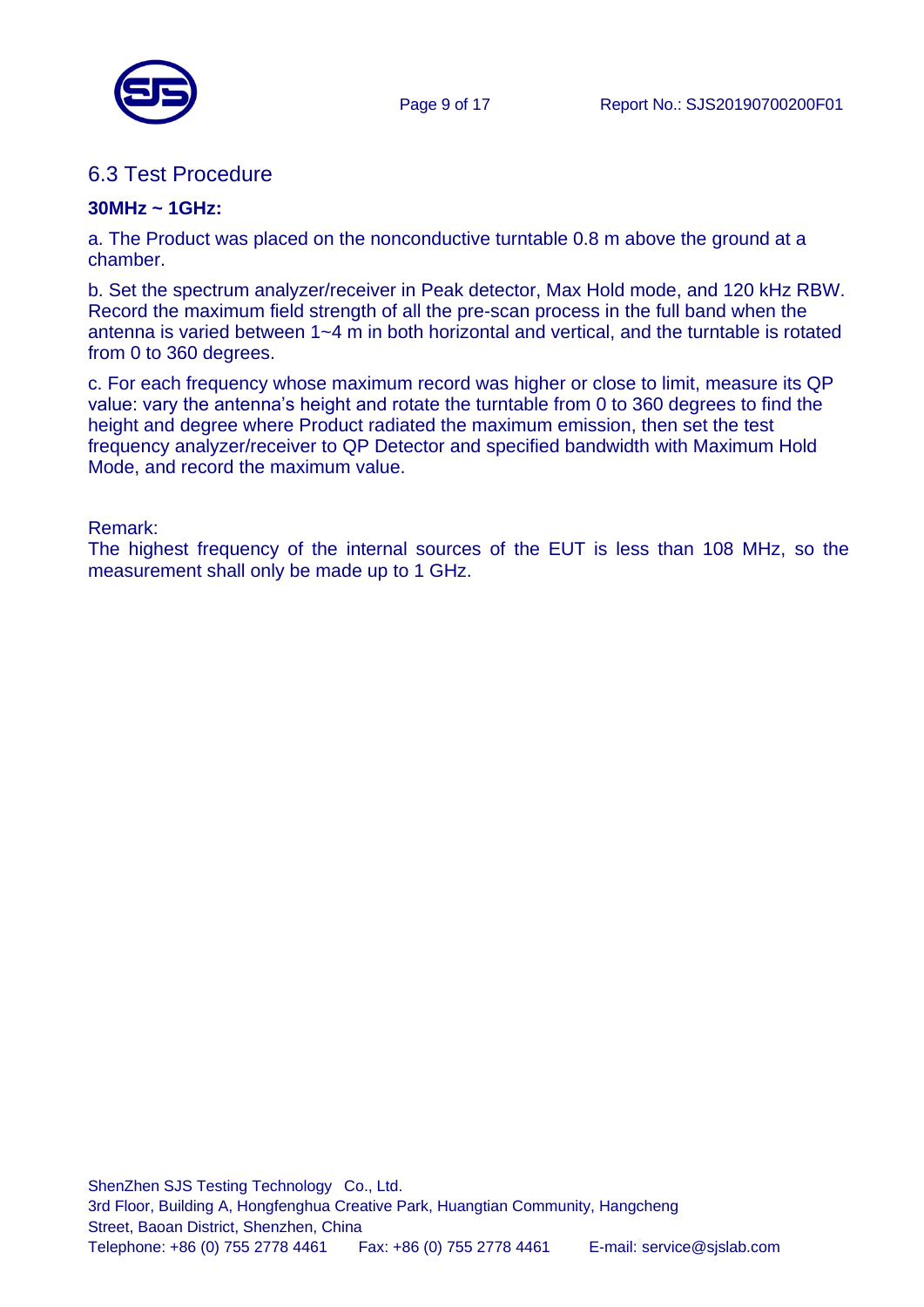## 6.3 Test Procedure

**30MHz ~ 1GHz:**

a. The Product was placed on the nonconductive turntable 0.8 m above the ground at a chamber.

b. Set the spectrum analyzer/receiver in Peak detector, Max Hold mode, and 120 kHz RBW. Record the maximum field strength of all the pre-scan process in the full band when the antenna is varied between 1~4 m in both horizontal and vertical, and the turntable is rotated from 0 to 360 degrees.

c. For each frequency whose maximum record was higher or close to limit, measure its QP value: vary the antenna's height and rotate the turntable from 0 to 360 degrees to find the height and degree where Product radiated the maximum emission, then set the test frequency analyzer/receiver to QP Detector and specified bandwidth with Maximum Hold Mode, and record the maximum value.

Remark:
The highest frequency of the internal sources of the EUT is less than 108 MHz, so the measurement shall only be made up to 1 GHz.

ShenZhen SJS Testing Technology Co., Ltd.
3rd Floor, Building A, Hongfenghua Creative Park, Huangtian Community, Hangcheng Street, Baoan District, Shenzhen, China
Telephone: +86 (0) 755 2778 4461 Fax: +86 (0) 755 2778 4461 E-mail: service@sjslab.com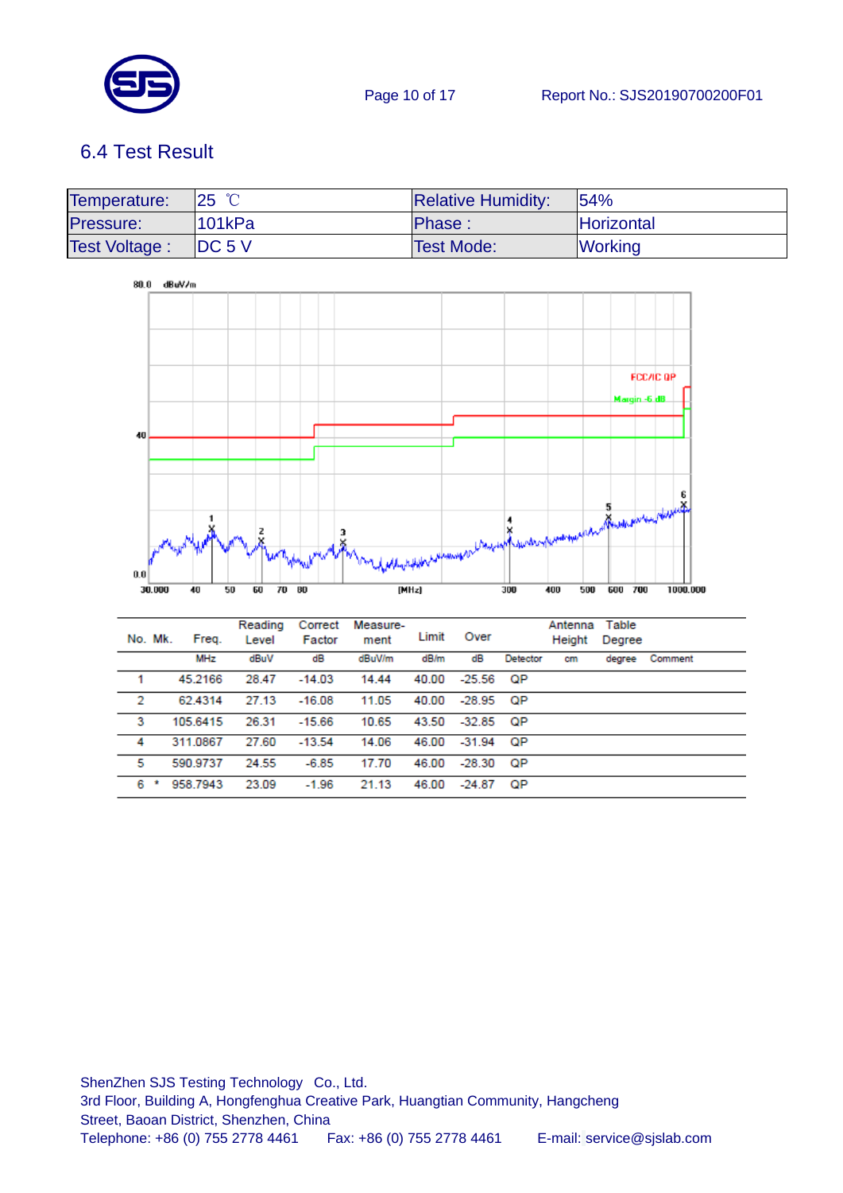## 6.4 Test Result

| Temperature: | 25 ℃ | Relative Humidity: | 54% |
|---|---|---|---|
| Pressure: | 101kPa | Phase : | Horizontal |
| Test Voltage : | DC 5 V | Test Mode: | Working |

| No. | Mk. | Freq. | Reading Level | Correct Factor | Measure-ment | Limit | Over | Detector | Antenna Height | Table Degree | Comment |
|---|---|---|---|---|---|---|---|---|---|---|---|
| | | MHz | dBuV | dB | dBuV/m | dB/m | dB | Detector | cm | degree | Comment |
| 1 | | 45.2166 | 28.47 | -14.03 | 14.44 | 40.00 | -25.56 | QP | | | |
| 2 | | 62.4314 | 27.13 | -16.08 | 11.05 | 40.00 | -28.95 | QP | | | |
| 3 | | 105.6415 | 26.31 | -15.66 | 10.65 | 43.50 | -32.85 | QP | | | |
| 4 | | 311.0867 | 27.60 | -13.54 | 14.06 | 46.00 | -31.94 | QP | | | |
| 5 | | 590.9737 | 24.55 | -6.85 | 17.70 | 46.00 | -28.30 | QP | | | |
| 6 | * | 958.7943 | 23.09 | -1.96 | 21.13 | 46.00 | -24.87 | QP | | | |

ShenZhen SJS Testing Technology Co., Ltd.
3rd Floor, Building A, Hongfenghua Creative Park, Huangtian Community, Hangcheng Street, Baoan District, Shenzhen, China
Telephone: +86 (0) 755 2778 4461 Fax: +86 (0) 755 2778 4461 E-mail: service@sjslab.com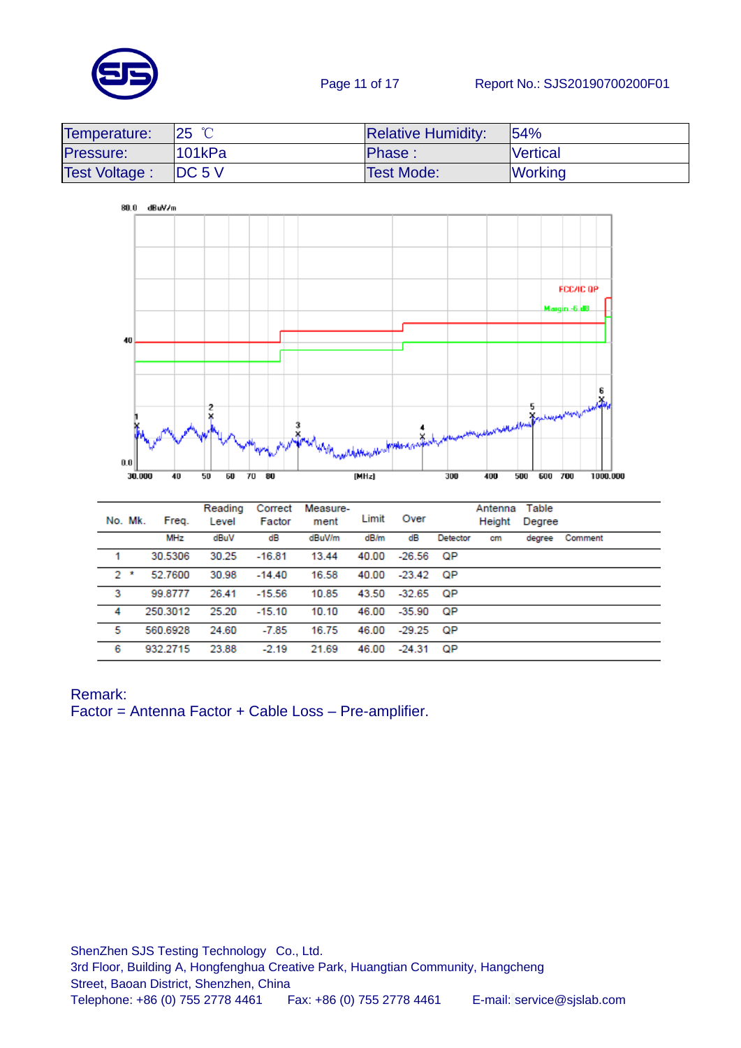| Temperature: | 25 ℃ | Relative Humidity: | 54% |
|---|---|---|---|
| Pressure: | 101kPa | Phase : | Vertical |
| Test Voltage : | DC 5 V | Test Mode: | Working |

| No. | Mk. | Freq. | Reading Level | Correct Factor | Measure-ment | Limit | Over | Detector | Antenna Height | Table Degree | Comment |
|---|---|---|---|---|---|---|---|---|---|---|---|
| | | MHz | dBuV | dB | dBuV/m | dB/m | dB | Detector | cm | degree | Comment |
| 1 | | 30.5306 | 30.25 | -16.81 | 13.44 | 40.00 | -26.56 | QP | | | |
| 2 | * | 52.7600 | 30.98 | -14.40 | 16.58 | 40.00 | -23.42 | QP | | | |
| 3 | | 99.8777 | 26.41 | -15.56 | 10.85 | 43.50 | -32.65 | QP | | | |
| 4 | | 250.3012 | 25.20 | -15.10 | 10.10 | 46.00 | -35.90 | QP | | | |
| 5 | | 560.6928 | 24.60 | -7.85 | 16.75 | 46.00 | -29.25 | QP | | | |
| 6 | | 932.2715 | 23.88 | -2.19 | 21.69 | 46.00 | -24.31 | QP | | | |

Remark:
Factor = Antenna Factor + Cable Loss – Pre-amplifier.

ShenZhen SJS Testing Technology Co., Ltd.
3rd Floor, Building A, Hongfenghua Creative Park, Huangtian Community, Hangcheng Street, Baoan District, Shenzhen, China
Telephone: +86 (0) 755 2778 4461 Fax: +86 (0) 755 2778 4461 E-mail: service@sjslab.com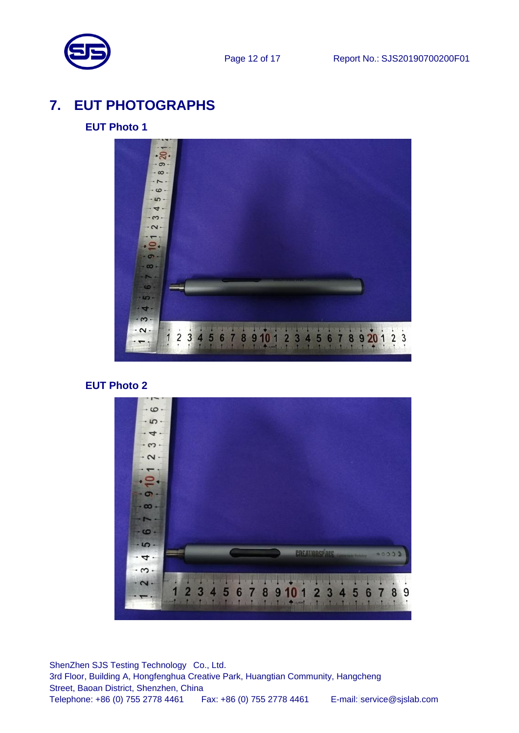# 7. EUT PHOTOGRAPHS

### EUT Photo 1

### EUT Photo 2

ShenZhen SJS Testing Technology Co., Ltd.
3rd Floor, Building A, Hongfenghua Creative Park, Huangtian Community, Hangcheng Street, Baoan District, Shenzhen, China
Telephone: +86 (0) 755 2778 4461 Fax: +86 (0) 755 2778 4461 E-mail: service@sjslab.com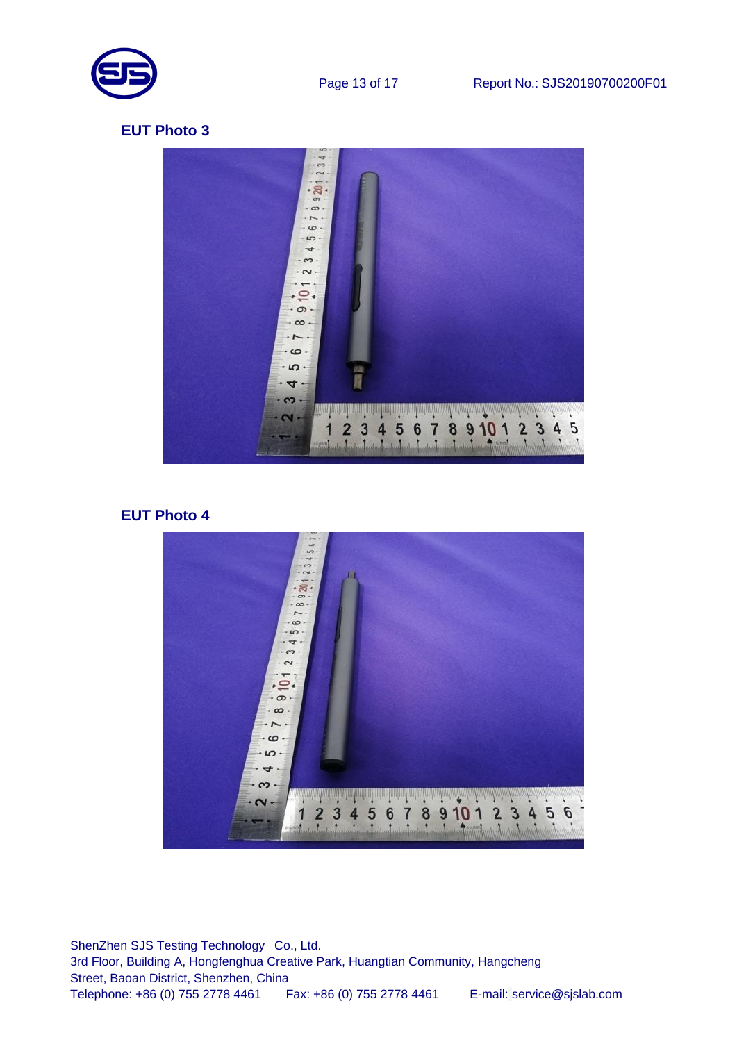**EUT Photo 3**

**EUT Photo 4**

ShenZhen SJS Testing Technology Co., Ltd.
3rd Floor, Building A, Hongfenghua Creative Park, Huangtian Community, Hangcheng Street, Baoan District, Shenzhen, China
Telephone: +86 (0) 755 2778 4461 Fax: +86 (0) 755 2778 4461 E-mail: service@sjslab.com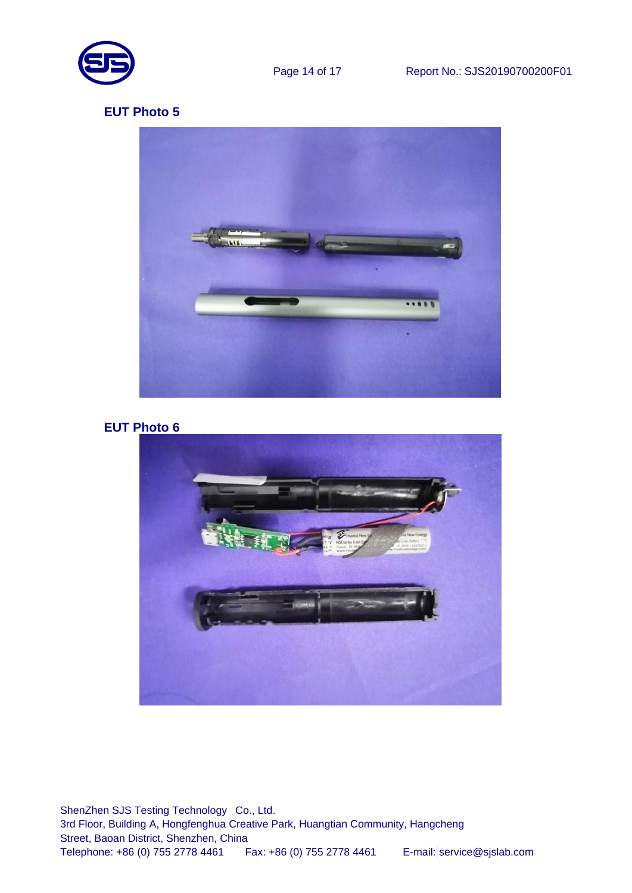**EUT Photo 5**

**EUT Photo 6**

ShenZhen SJS Testing Technology Co., Ltd.
3rd Floor, Building A, Hongfenghua Creative Park, Huangtian Community, Hangcheng Street, Baoan District, Shenzhen, China
Telephone: +86 (0) 755 2778 4461 Fax: +86 (0) 755 2778 4461 E-mail: service@sjslab.com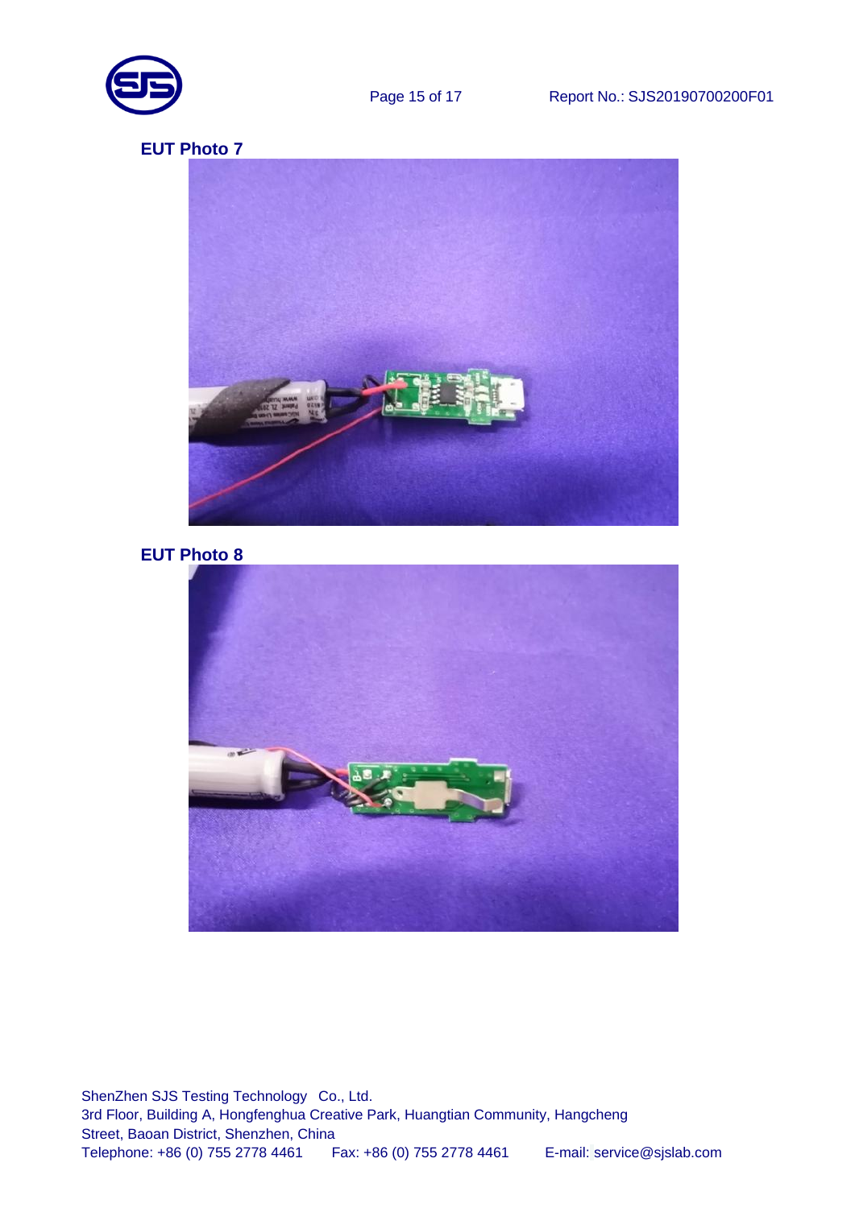**EUT Photo 7**

**EUT Photo 8**

ShenZhen SJS Testing Technology Co., Ltd.
3rd Floor, Building A, Hongfenghua Creative Park, Huangtian Community, Hangcheng Street, Baoan District, Shenzhen, China
Telephone: +86 (0) 755 2778 4461 Fax: +86 (0) 755 2778 4461 E-mail: service@sjslab.com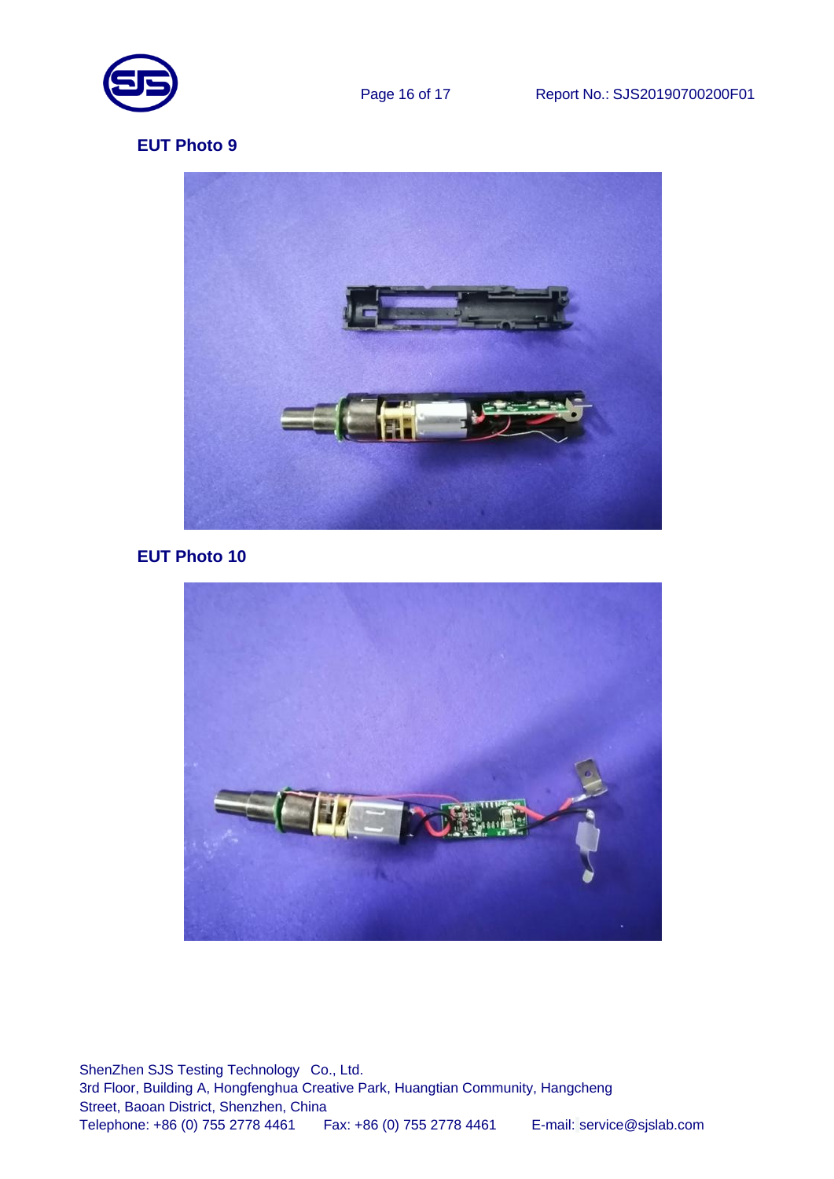**EUT Photo 9**

**EUT Photo 10**

ShenZhen SJS Testing Technology Co., Ltd.
3rd Floor, Building A, Hongfenghua Creative Park, Huangtian Community, Hangcheng Street, Baoan District, Shenzhen, China
Telephone: +86 (0) 755 2778 4461 Fax: +86 (0) 755 2778 4461 E-mail: service@sjslab.com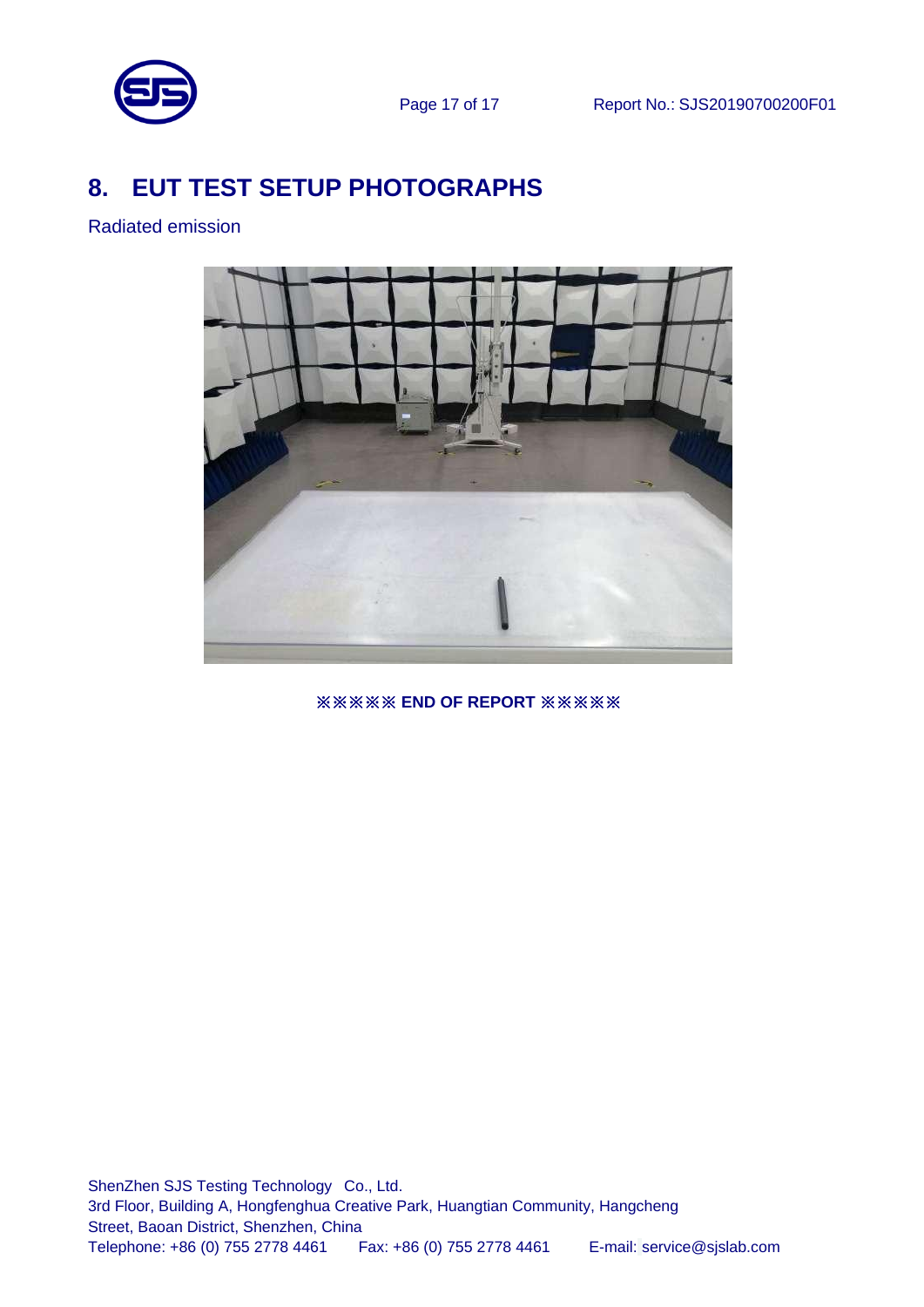# 8. EUT TEST SETUP PHOTOGRAPHS

Radiated emission

※※※※※ END OF REPORT ※※※※※

ShenZhen SJS Testing Technology Co., Ltd.
3rd Floor, Building A, Hongfenghua Creative Park, Huangtian Community, Hangcheng Street, Baoan District, Shenzhen, China
Telephone: +86 (0) 755 2778 4461 Fax: +86 (0) 755 2778 4461 E-mail: service@sjslab.com